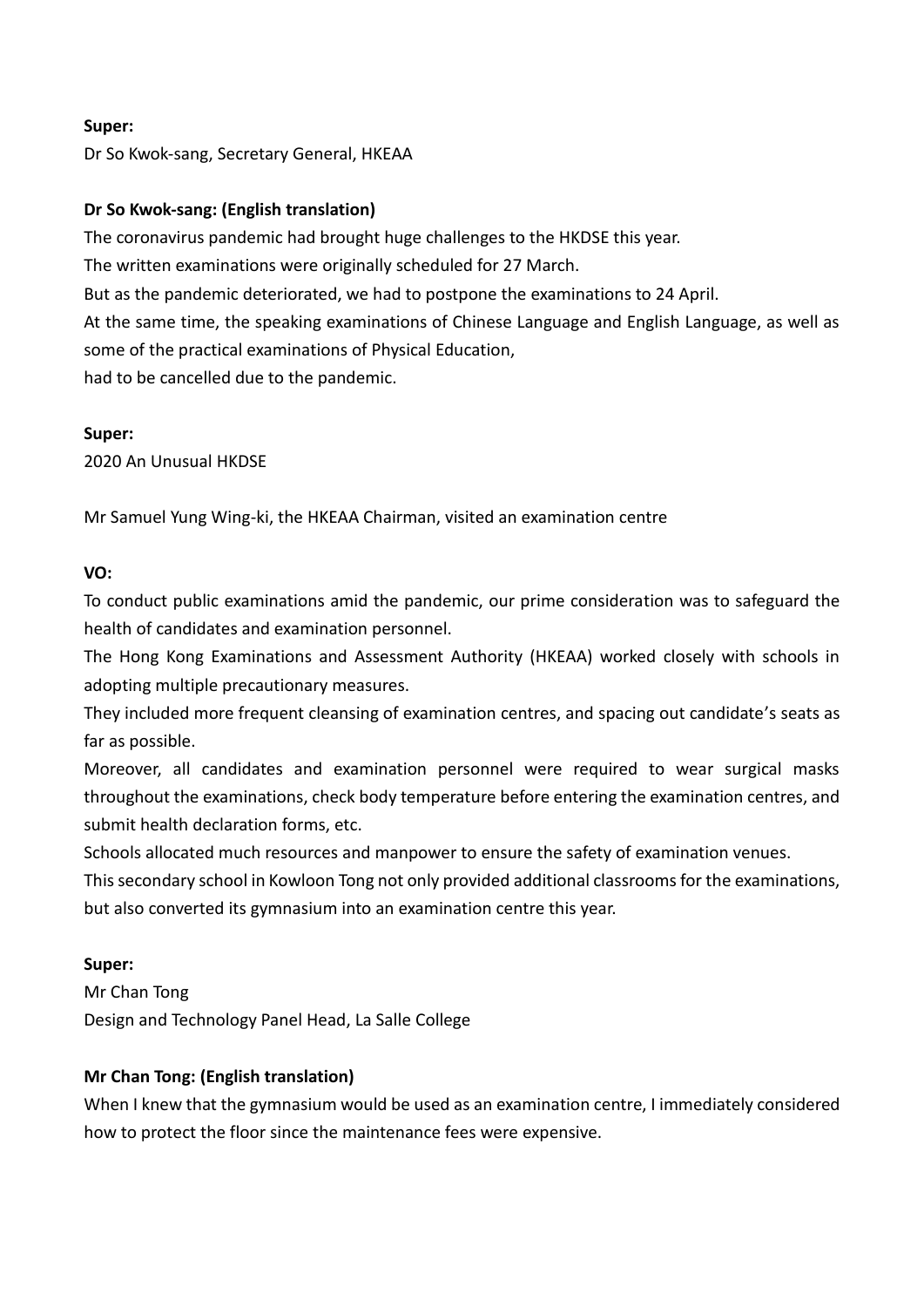**Super:**

Dr So Kwok-sang, Secretary General, HKEAA

**Dr So Kwok-sang: (English translation)**

The coronavirus pandemic had brought huge challenges to the HKDSE this year.
The written examinations were originally scheduled for 27 March.
But as the pandemic deteriorated, we had to postpone the examinations to 24 April.
At the same time, the speaking examinations of Chinese Language and English Language, as well as some of the practical examinations of Physical Education,
had to be cancelled due to the pandemic.

**Super:**

2020 An Unusual HKDSE

Mr Samuel Yung Wing-ki, the HKEAA Chairman, visited an examination centre

**VO:**

To conduct public examinations amid the pandemic, our prime consideration was to safeguard the health of candidates and examination personnel.
The Hong Kong Examinations and Assessment Authority (HKEAA) worked closely with schools in adopting multiple precautionary measures.
They included more frequent cleansing of examination centres, and spacing out candidate's seats as far as possible.
Moreover, all candidates and examination personnel were required to wear surgical masks throughout the examinations, check body temperature before entering the examination centres, and submit health declaration forms, etc.
Schools allocated much resources and manpower to ensure the safety of examination venues.
This secondary school in Kowloon Tong not only provided additional classrooms for the examinations, but also converted its gymnasium into an examination centre this year.

**Super:**

Mr Chan Tong
Design and Technology Panel Head, La Salle College

**Mr Chan Tong: (English translation)**

When I knew that the gymnasium would be used as an examination centre, I immediately considered how to protect the floor since the maintenance fees were expensive.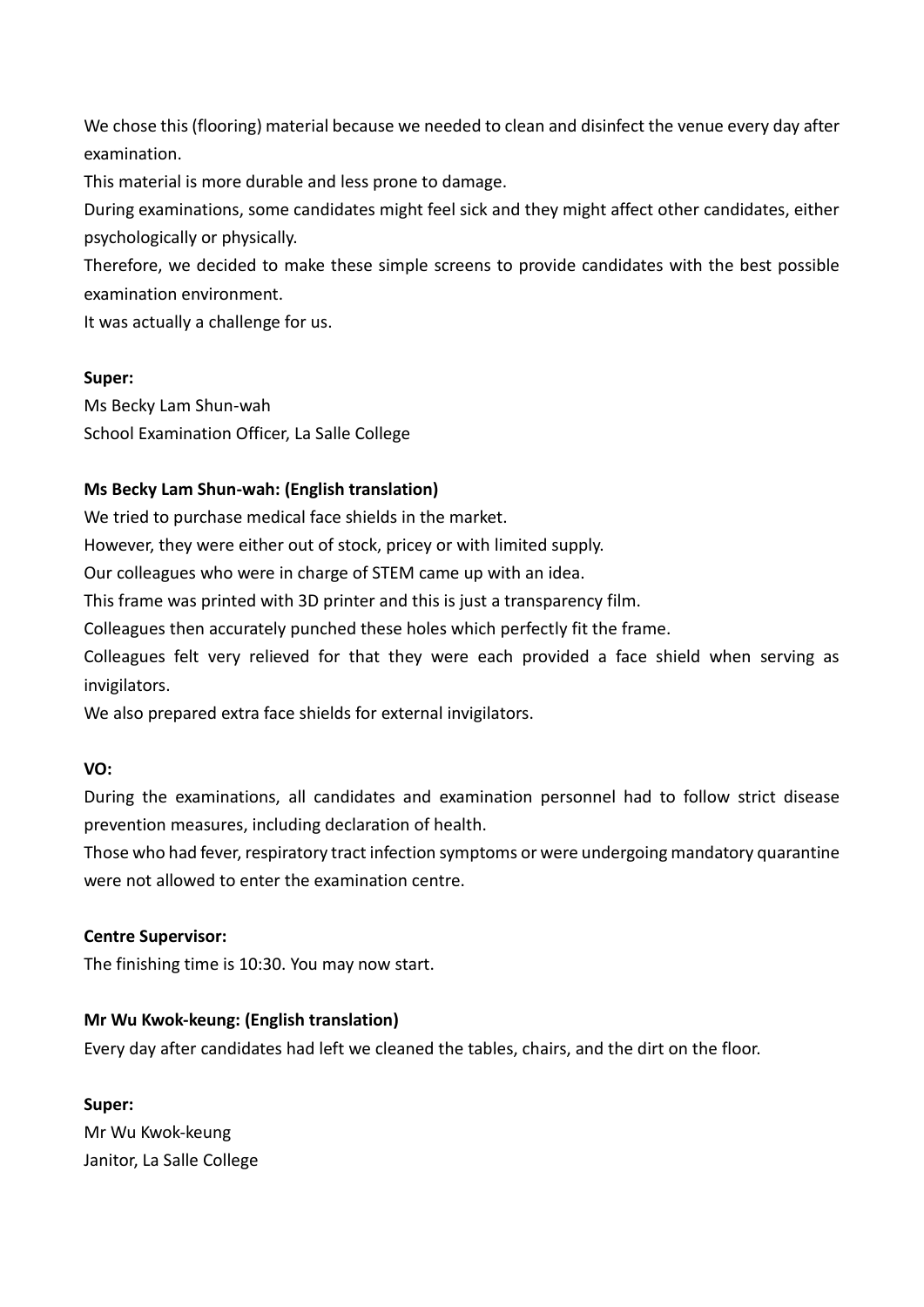We chose this (flooring) material because we needed to clean and disinfect the venue every day after examination.

This material is more durable and less prone to damage.

During examinations, some candidates might feel sick and they might affect other candidates, either psychologically or physically.

Therefore, we decided to make these simple screens to provide candidates with the best possible examination environment.

It was actually a challenge for us.

**Super:**

Ms Becky Lam Shun-wah

School Examination Officer, La Salle College

**Ms Becky Lam Shun-wah: (English translation)**

We tried to purchase medical face shields in the market.

However, they were either out of stock, pricey or with limited supply.

Our colleagues who were in charge of STEM came up with an idea.

This frame was printed with 3D printer and this is just a transparency film.

Colleagues then accurately punched these holes which perfectly fit the frame.

Colleagues felt very relieved for that they were each provided a face shield when serving as invigilators.

We also prepared extra face shields for external invigilators.

**VO:**

During the examinations, all candidates and examination personnel had to follow strict disease prevention measures, including declaration of health.

Those who had fever, respiratory tract infection symptoms or were undergoing mandatory quarantine were not allowed to enter the examination centre.

**Centre Supervisor:**

The finishing time is 10:30. You may now start.

**Mr Wu Kwok-keung: (English translation)**

Every day after candidates had left we cleaned the tables, chairs, and the dirt on the floor.

**Super:**

Mr Wu Kwok-keung

Janitor, La Salle College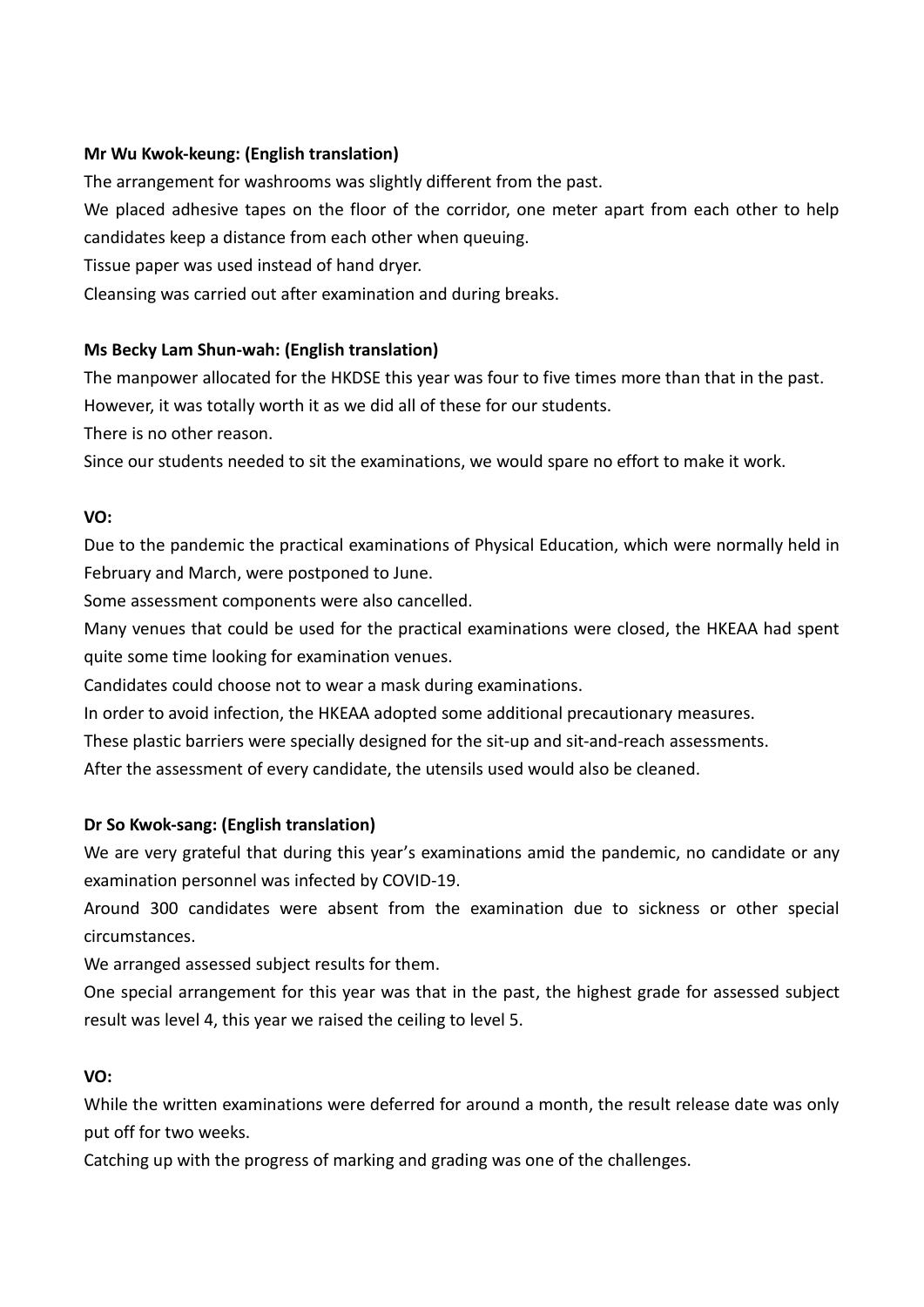**Mr Wu Kwok-keung: (English translation)**

The arrangement for washrooms was slightly different from the past.

We placed adhesive tapes on the floor of the corridor, one meter apart from each other to help candidates keep a distance from each other when queuing.

Tissue paper was used instead of hand dryer.

Cleansing was carried out after examination and during breaks.

**Ms Becky Lam Shun-wah: (English translation)**

The manpower allocated for the HKDSE this year was four to five times more than that in the past.

However, it was totally worth it as we did all of these for our students.

There is no other reason.

Since our students needed to sit the examinations, we would spare no effort to make it work.

**VO:**

Due to the pandemic the practical examinations of Physical Education, which were normally held in February and March, were postponed to June.

Some assessment components were also cancelled.

Many venues that could be used for the practical examinations were closed, the HKEAA had spent quite some time looking for examination venues.

Candidates could choose not to wear a mask during examinations.

In order to avoid infection, the HKEAA adopted some additional precautionary measures.

These plastic barriers were specially designed for the sit-up and sit-and-reach assessments.

After the assessment of every candidate, the utensils used would also be cleaned.

**Dr So Kwok-sang: (English translation)**

We are very grateful that during this year's examinations amid the pandemic, no candidate or any examination personnel was infected by COVID-19.

Around 300 candidates were absent from the examination due to sickness or other special circumstances.

We arranged assessed subject results for them.

One special arrangement for this year was that in the past, the highest grade for assessed subject result was level 4, this year we raised the ceiling to level 5.

**VO:**

While the written examinations were deferred for around a month, the result release date was only put off for two weeks.

Catching up with the progress of marking and grading was one of the challenges.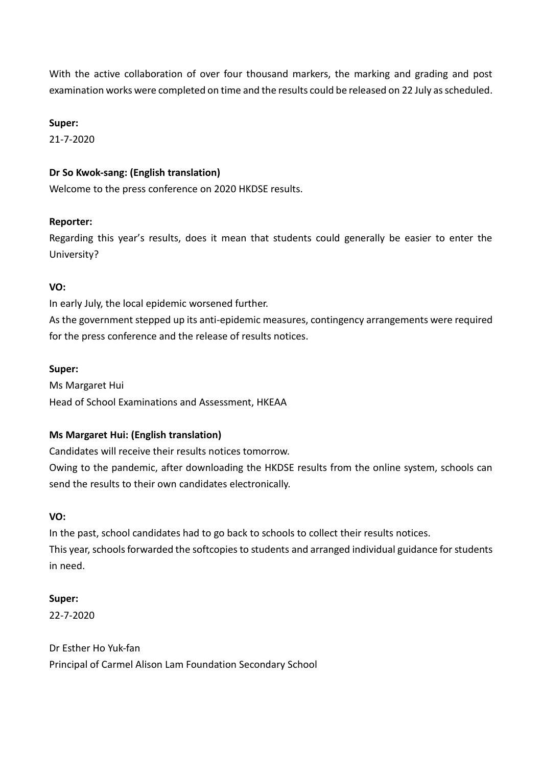With the active collaboration of over four thousand markers, the marking and grading and post examination works were completed on time and the results could be released on 22 July as scheduled.

**Super:**

21-7-2020

**Dr So Kwok-sang: (English translation)**

Welcome to the press conference on 2020 HKDSE results.

**Reporter:**

Regarding this year's results, does it mean that students could generally be easier to enter the University?

**VO:**

In early July, the local epidemic worsened further.

As the government stepped up its anti-epidemic measures, contingency arrangements were required for the press conference and the release of results notices.

**Super:**

Ms Margaret Hui

Head of School Examinations and Assessment, HKEAA

**Ms Margaret Hui: (English translation)**

Candidates will receive their results notices tomorrow.

Owing to the pandemic, after downloading the HKDSE results from the online system, schools can send the results to their own candidates electronically.

**VO:**

In the past, school candidates had to go back to schools to collect their results notices.

This year, schools forwarded the softcopies to students and arranged individual guidance for students in need.

**Super:**

22-7-2020

Dr Esther Ho Yuk-fan

Principal of Carmel Alison Lam Foundation Secondary School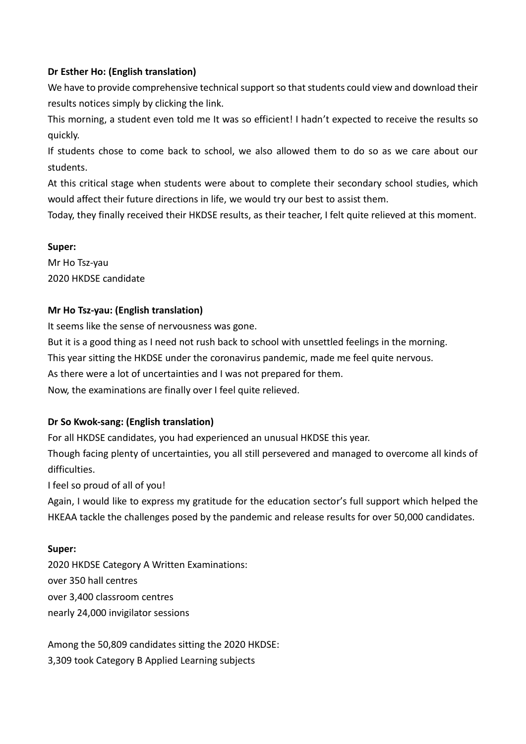**Dr Esther Ho: (English translation)**

We have to provide comprehensive technical support so that students could view and download their results notices simply by clicking the link.

This morning, a student even told me It was so efficient! I hadn't expected to receive the results so quickly.

If students chose to come back to school, we also allowed them to do so as we care about our students.

At this critical stage when students were about to complete their secondary school studies, which would affect their future directions in life, we would try our best to assist them.

Today, they finally received their HKDSE results, as their teacher, I felt quite relieved at this moment.

**Super:**

Mr Ho Tsz-yau
2020 HKDSE candidate

**Mr Ho Tsz-yau: (English translation)**

It seems like the sense of nervousness was gone.

But it is a good thing as I need not rush back to school with unsettled feelings in the morning.

This year sitting the HKDSE under the coronavirus pandemic, made me feel quite nervous.

As there were a lot of uncertainties and I was not prepared for them.

Now, the examinations are finally over I feel quite relieved.

**Dr So Kwok-sang: (English translation)**

For all HKDSE candidates, you had experienced an unusual HKDSE this year.

Though facing plenty of uncertainties, you all still persevered and managed to overcome all kinds of difficulties.

I feel so proud of all of you!

Again, I would like to express my gratitude for the education sector's full support which helped the HKEAA tackle the challenges posed by the pandemic and release results for over 50,000 candidates.

**Super:**

2020 HKDSE Category A Written Examinations:
over 350 hall centres
over 3,400 classroom centres
nearly 24,000 invigilator sessions

Among the 50,809 candidates sitting the 2020 HKDSE:
3,309 took Category B Applied Learning subjects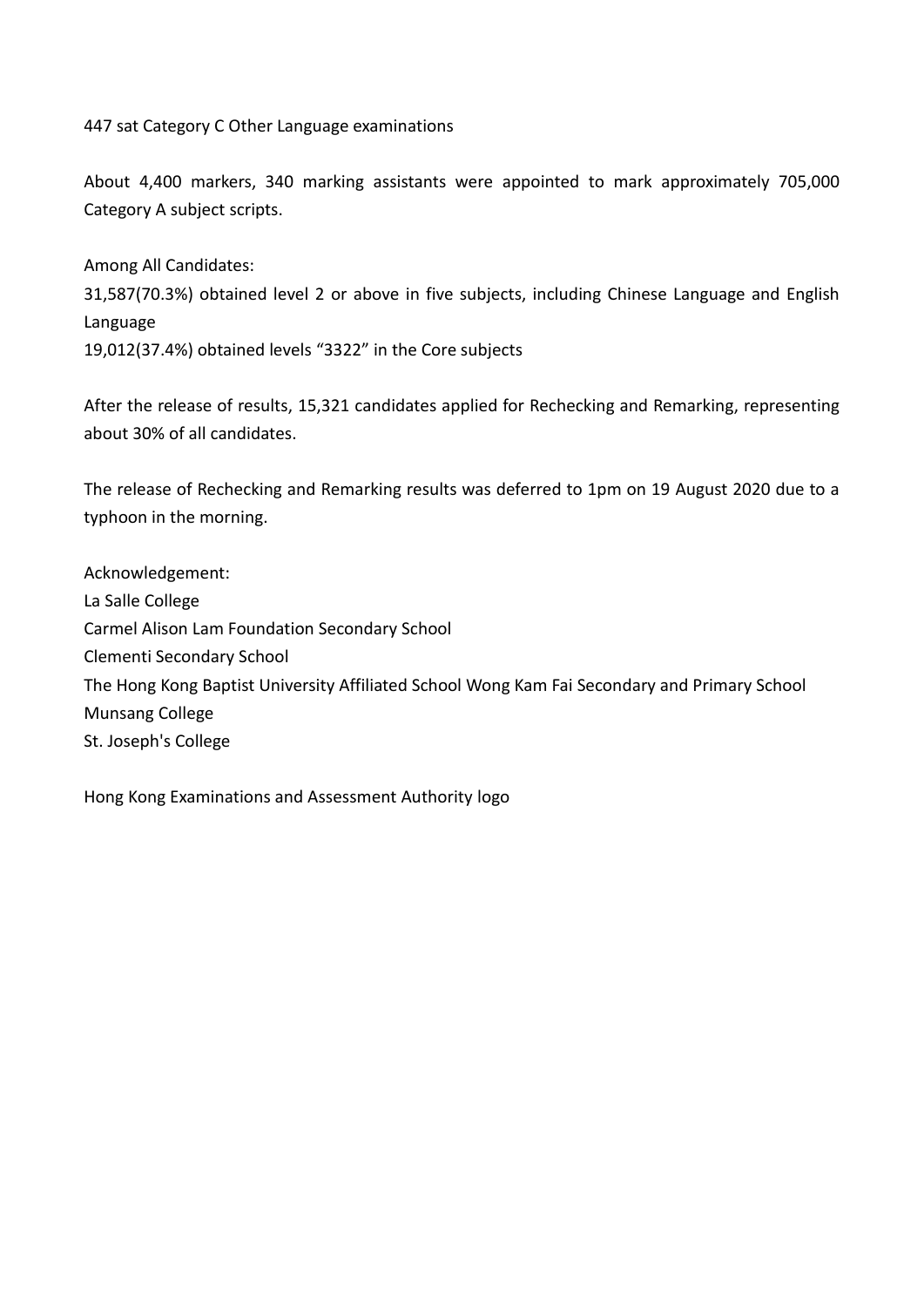447 sat Category C Other Language examinations

About 4,400 markers, 340 marking assistants were appointed to mark approximately 705,000 Category A subject scripts.

Among All Candidates:
31,587(70.3%) obtained level 2 or above in five subjects, including Chinese Language and English Language
19,012(37.4%) obtained levels "3322" in the Core subjects

After the release of results, 15,321 candidates applied for Rechecking and Remarking, representing about 30% of all candidates.

The release of Rechecking and Remarking results was deferred to 1pm on 19 August 2020 due to a typhoon in the morning.

Acknowledgement:
La Salle College
Carmel Alison Lam Foundation Secondary School
Clementi Secondary School
The Hong Kong Baptist University Affiliated School Wong Kam Fai Secondary and Primary School
Munsang College
St. Joseph's College

Hong Kong Examinations and Assessment Authority logo